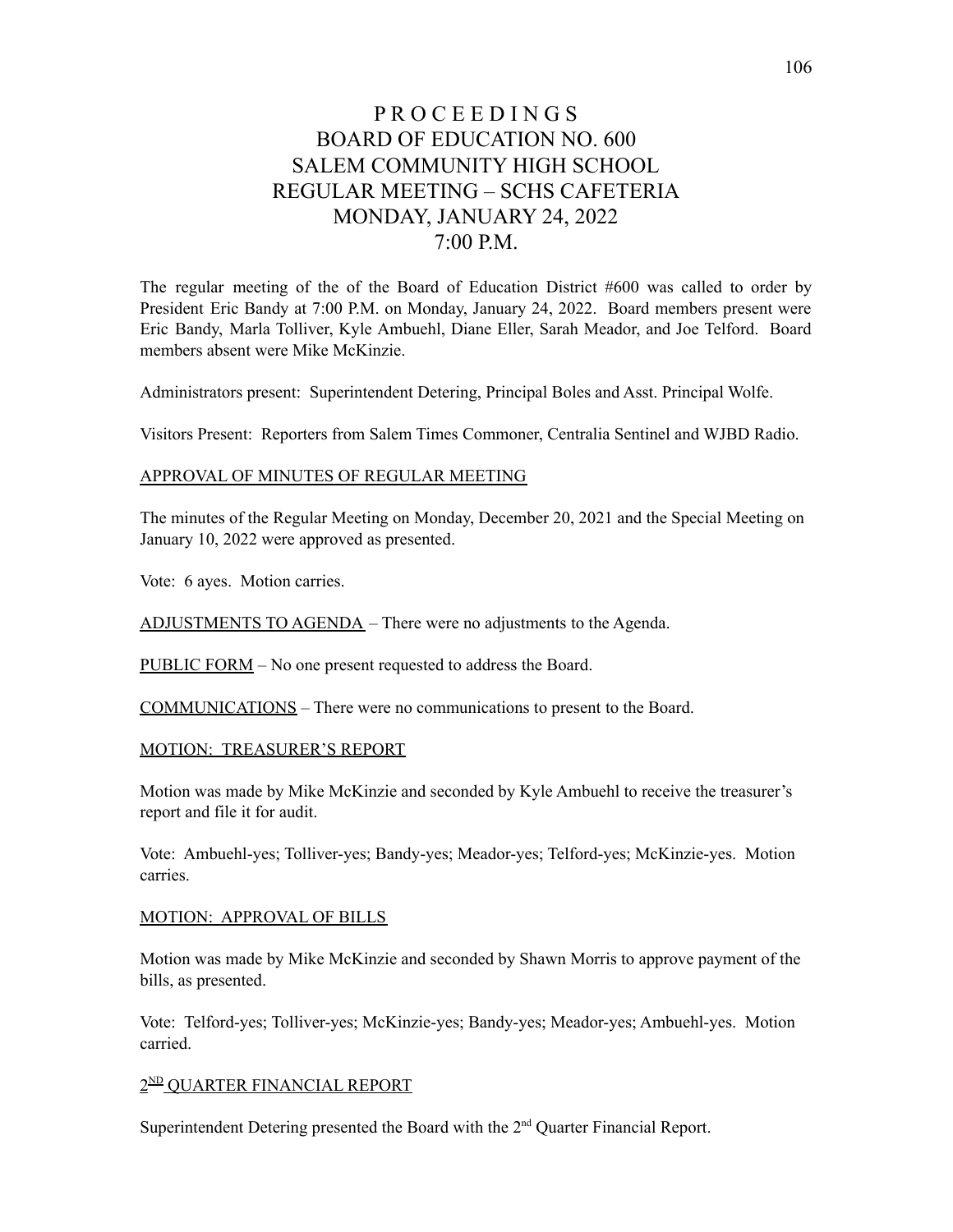# P R O C E E D I N G S
# BOARD OF EDUCATION NO. 600
# SALEM COMMUNITY HIGH SCHOOL
# REGULAR MEETING – SCHS CAFETERIA
# MONDAY, JANUARY 24, 2022
# 7:00 P.M.

The regular meeting of the of the Board of Education District #600 was called to order by President Eric Bandy at 7:00 P.M. on Monday, January 24, 2022. Board members present were Eric Bandy, Marla Tolliver, Kyle Ambuehl, Diane Eller, Sarah Meador, and Joe Telford. Board members absent were Mike McKinzie.

Administrators present: Superintendent Detering, Principal Boles and Asst. Principal Wolfe.

Visitors Present: Reporters from Salem Times Commoner, Centralia Sentinel and WJBD Radio.

<u>APPROVAL OF MINUTES OF REGULAR MEETING</u>

The minutes of the Regular Meeting on Monday, December 20, 2021 and the Special Meeting on January 10, 2022 were approved as presented.

Vote: 6 ayes. Motion carries.

<u>ADJUSTMENTS TO AGENDA</u> – There were no adjustments to the Agenda.

<u>PUBLIC FORM</u> – No one present requested to address the Board.

<u>COMMUNICATIONS</u> – There were no communications to present to the Board.

<u>MOTION: TREASURER'S REPORT</u>

Motion was made by Mike McKinzie and seconded by Kyle Ambuehl to receive the treasurer's report and file it for audit.

Vote: Ambuehl-yes; Tolliver-yes; Bandy-yes; Meador-yes; Telford-yes; McKinzie-yes. Motion carries.

<u>MOTION: APPROVAL OF BILLS</u>

Motion was made by Mike McKinzie and seconded by Shawn Morris to approve payment of the bills, as presented.

Vote: Telford-yes; Tolliver-yes; McKinzie-yes; Bandy-yes; Meador-yes; Ambuehl-yes. Motion carried.

<u>2ND QUARTER FINANCIAL REPORT</u>

Superintendent Detering presented the Board with the 2nd Quarter Financial Report.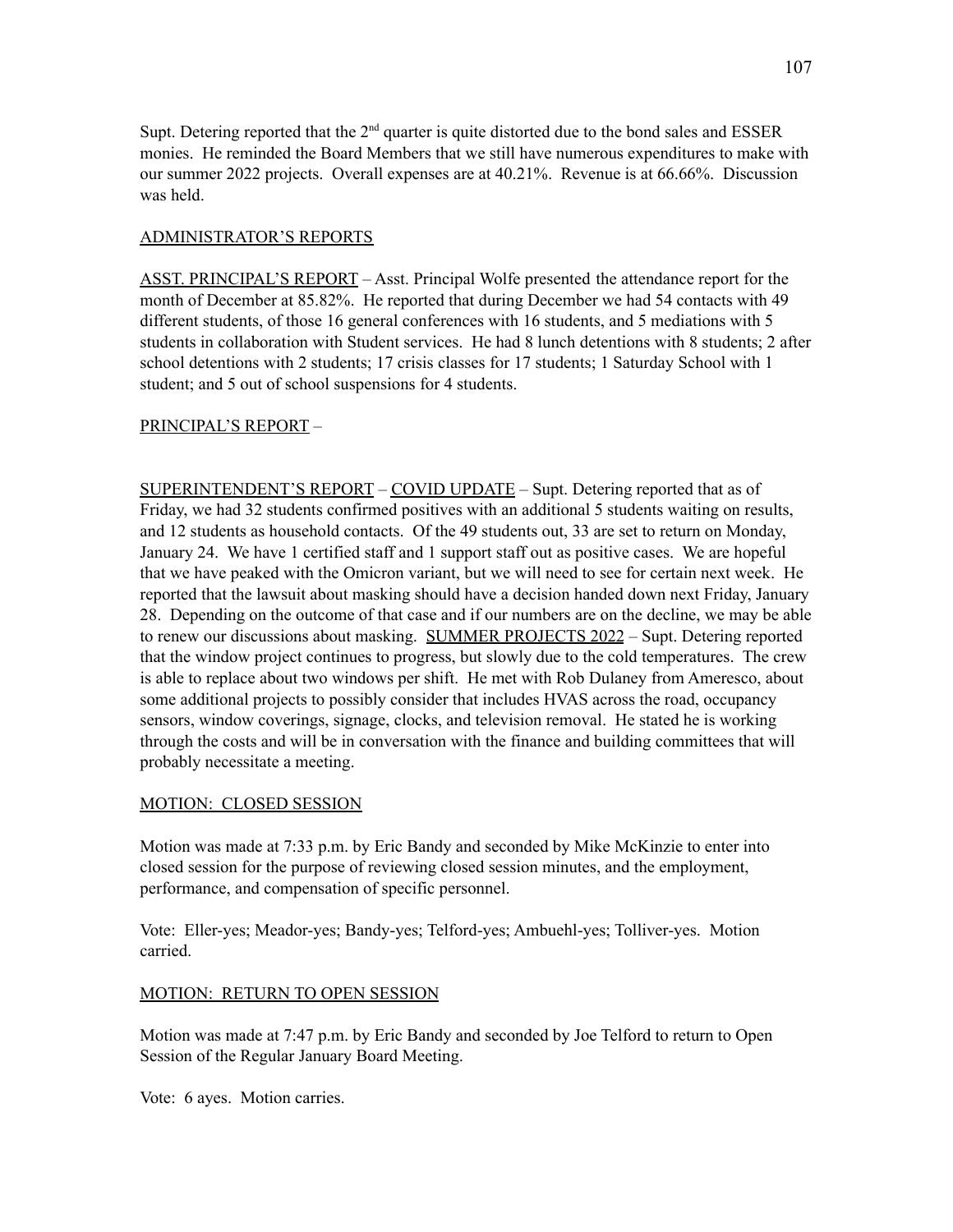Supt. Detering reported that the 2nd quarter is quite distorted due to the bond sales and ESSER monies. He reminded the Board Members that we still have numerous expenditures to make with our summer 2022 projects. Overall expenses are at 40.21%. Revenue is at 66.66%. Discussion was held.

<u>ADMINISTRATOR'S REPORTS</u>

<u>ASST. PRINCIPAL'S REPORT</u> – Asst. Principal Wolfe presented the attendance report for the month of December at 85.82%. He reported that during December we had 54 contacts with 49 different students, of those 16 general conferences with 16 students, and 5 mediations with 5 students in collaboration with Student services. He had 8 lunch detentions with 8 students; 2 after school detentions with 2 students; 17 crisis classes for 17 students; 1 Saturday School with 1 student; and 5 out of school suspensions for 4 students.

<u>PRINCIPAL'S REPORT</u> –

<u>SUPERINTENDENT'S REPORT</u> – <u>COVID UPDATE</u> – Supt. Detering reported that as of Friday, we had 32 students confirmed positives with an additional 5 students waiting on results, and 12 students as household contacts. Of the 49 students out, 33 are set to return on Monday, January 24. We have 1 certified staff and 1 support staff out as positive cases. We are hopeful that we have peaked with the Omicron variant, but we will need to see for certain next week. He reported that the lawsuit about masking should have a decision handed down next Friday, January 28. Depending on the outcome of that case and if our numbers are on the decline, we may be able to renew our discussions about masking. <u>SUMMER PROJECTS 2022</u> – Supt. Detering reported that the window project continues to progress, but slowly due to the cold temperatures. The crew is able to replace about two windows per shift. He met with Rob Dulaney from Ameresco, about some additional projects to possibly consider that includes HVAS across the road, occupancy sensors, window coverings, signage, clocks, and television removal. He stated he is working through the costs and will be in conversation with the finance and building committees that will probably necessitate a meeting.

<u>MOTION: CLOSED SESSION</u>

Motion was made at 7:33 p.m. by Eric Bandy and seconded by Mike McKinzie to enter into closed session for the purpose of reviewing closed session minutes, and the employment, performance, and compensation of specific personnel.

Vote: Eller-yes; Meador-yes; Bandy-yes; Telford-yes; Ambuehl-yes; Tolliver-yes. Motion carried.

<u>MOTION: RETURN TO OPEN SESSION</u>

Motion was made at 7:47 p.m. by Eric Bandy and seconded by Joe Telford to return to Open Session of the Regular January Board Meeting.

Vote: 6 ayes. Motion carries.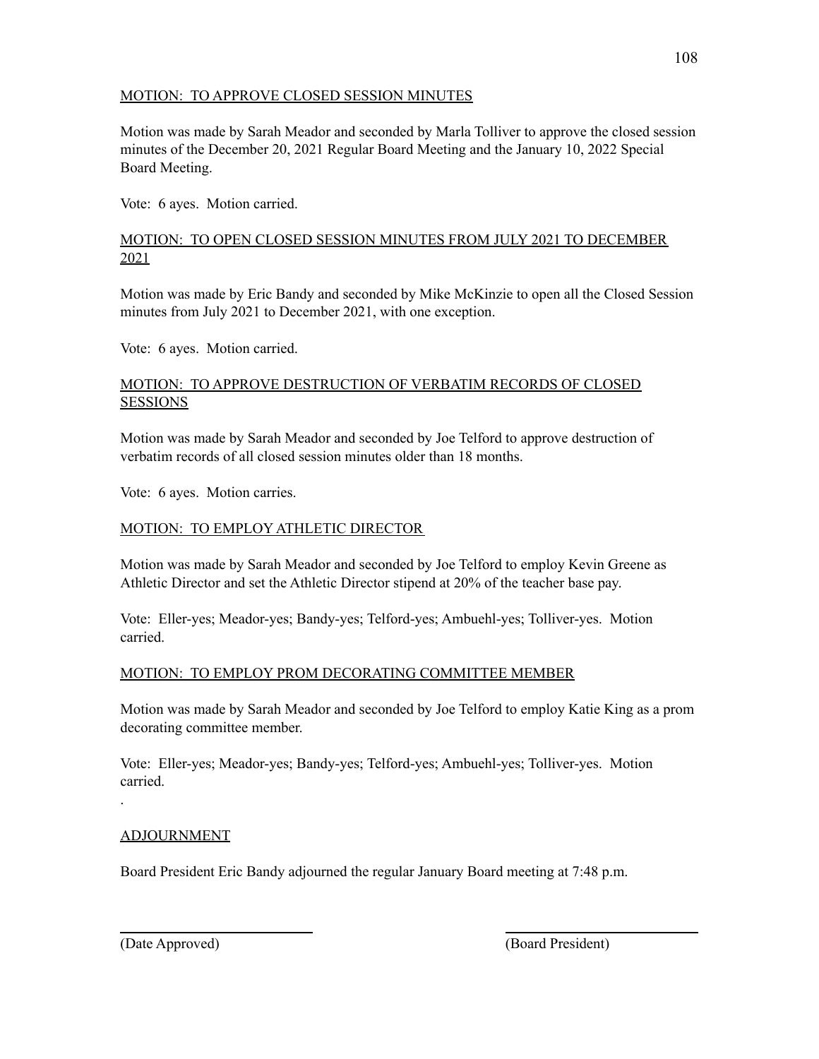MOTION: TO APPROVE CLOSED SESSION MINUTES

Motion was made by Sarah Meador and seconded by Marla Tolliver to approve the closed session minutes of the December 20, 2021 Regular Board Meeting and the January 10, 2022 Special Board Meeting.

Vote: 6 ayes. Motion carried.

MOTION: TO OPEN CLOSED SESSION MINUTES FROM JULY 2021 TO DECEMBER 2021

Motion was made by Eric Bandy and seconded by Mike McKinzie to open all the Closed Session minutes from July 2021 to December 2021, with one exception.

Vote: 6 ayes. Motion carried.

MOTION: TO APPROVE DESTRUCTION OF VERBATIM RECORDS OF CLOSED SESSIONS

Motion was made by Sarah Meador and seconded by Joe Telford to approve destruction of verbatim records of all closed session minutes older than 18 months.

Vote: 6 ayes. Motion carries.

MOTION: TO EMPLOY ATHLETIC DIRECTOR

Motion was made by Sarah Meador and seconded by Joe Telford to employ Kevin Greene as Athletic Director and set the Athletic Director stipend at 20% of the teacher base pay.

Vote: Eller-yes; Meador-yes; Bandy-yes; Telford-yes; Ambuehl-yes; Tolliver-yes. Motion carried.

MOTION: TO EMPLOY PROM DECORATING COMMITTEE MEMBER

Motion was made by Sarah Meador and seconded by Joe Telford to employ Katie King as a prom decorating committee member.

Vote: Eller-yes; Meador-yes; Bandy-yes; Telford-yes; Ambuehl-yes; Tolliver-yes. Motion carried.

.

ADJOURNMENT

Board President Eric Bandy adjourned the regular January Board meeting at 7:48 p.m.

\_\_\_\_\_\_\_\_\_\_\_\_\_\_\_\_\_\_\_\_\_\_\_\_ \_\_\_\_\_\_\_\_\_\_\_\_\_\_\_\_\_\_\_\_\_\_\_\_

(Date Approved) (Board President)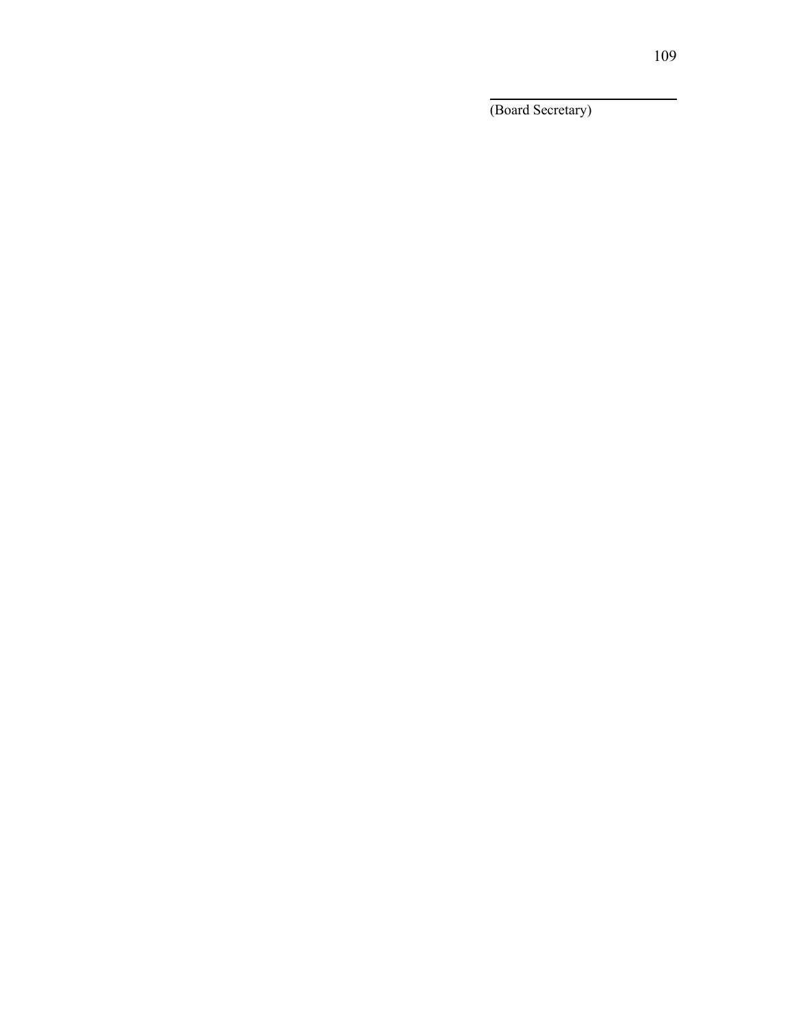______________________________
(Board Secretary)